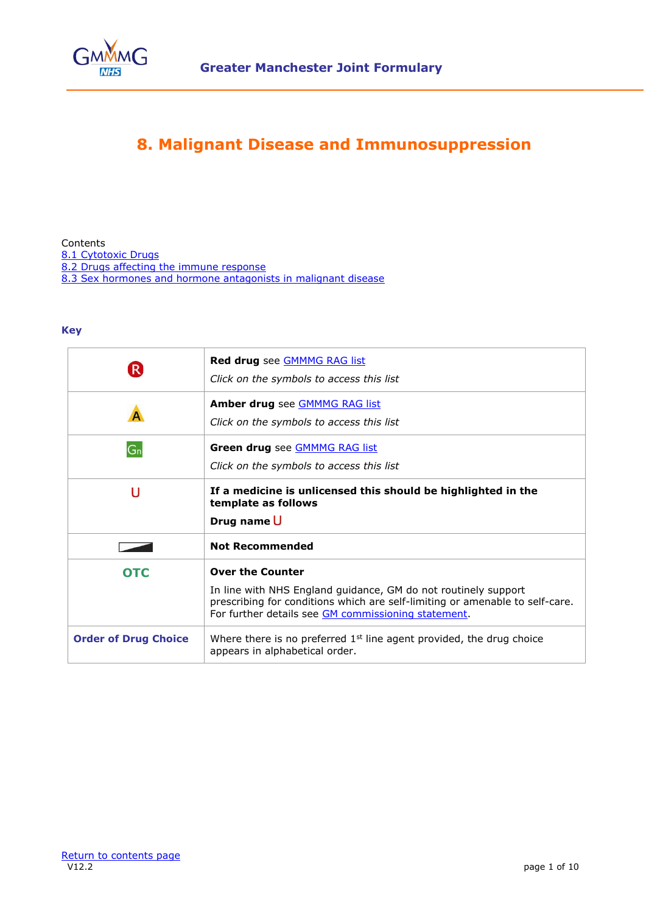Greater Manchester Joint Formulary

# 8. Malignant Disease and Immunosuppression

Contents

8.1 Cytotoxic Drugs
8.2 Drugs affecting the immune response
8.3 Sex hormones and hormone antagonists in malignant disease

**Key**

| | |
|---|---|
| R | **Red drug** see GMMMG RAG list<br>*Click on the symbols to access this list* |
| A | **Amber drug** see GMMMG RAG list<br>*Click on the symbols to access this list* |
| Gn | **Green drug** see GMMMG RAG list<br>*Click on the symbols to access this list* |
| U | **If a medicine is unlicensed this should be highlighted in the template as follows**<br>**Drug name** U |
| | **Not Recommended** |
| OTC | **Over the Counter**<br>In line with NHS England guidance, GM do not routinely support prescribing for conditions which are self-limiting or amenable to self-care. For further details see GM commissioning statement. |
| **Order of Drug Choice** | Where there is no preferred 1st line agent provided, the drug choice appears in alphabetical order. |

Return to contents page

V12.2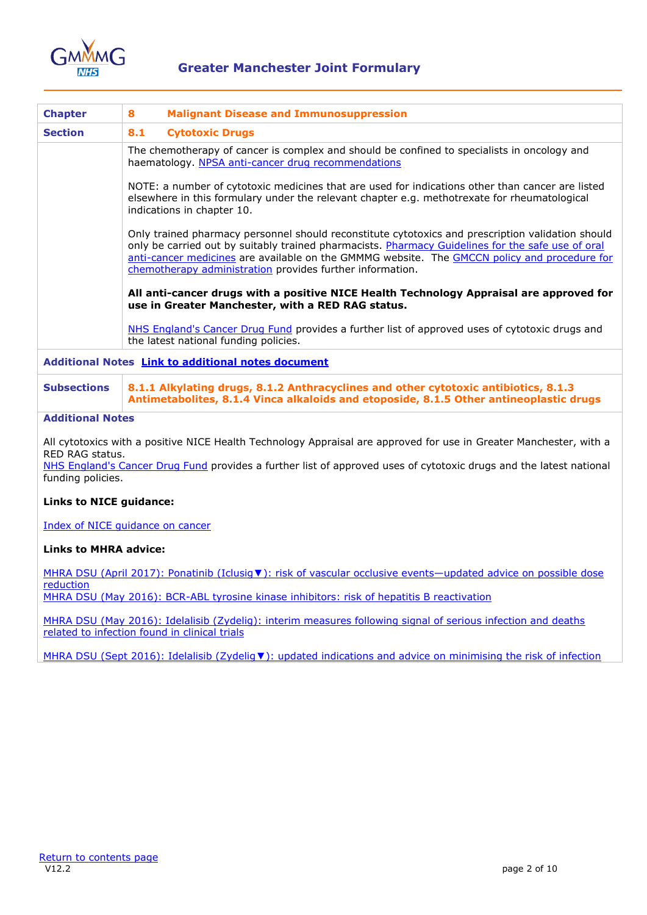| | |
|---|---|
| **Chapter** | **8 Malignant Disease and Immunosuppression** |
| **Section** | **8.1 Cytotoxic Drugs** |
| | The chemotherapy of cancer is complex and should be confined to specialists in oncology and haematology. NPSA anti-cancer drug recommendations<br><br>NOTE: a number of cytotoxic medicines that are used for indications other than cancer are listed elsewhere in this formulary under the relevant chapter e.g. methotrexate for rheumatological indications in chapter 10.<br><br>Only trained pharmacy personnel should reconstitute cytotoxics and prescription validation should only be carried out by suitably trained pharmacists. Pharmacy Guidelines for the safe use of oral anti-cancer medicines are available on the GMMMG website. The GMCCN policy and procedure for chemotherapy administration provides further information.<br><br>**All anti-cancer drugs with a positive NICE Health Technology Appraisal are approved for use in Greater Manchester, with a RED RAG status.**<br><br>NHS England's Cancer Drug Fund provides a further list of approved uses of cytotoxic drugs and the latest national funding policies. |
| **Additional Notes** | **Link to additional notes document** |
| **Subsections** | **8.1.1 Alkylating drugs, 8.1.2 Anthracyclines and other cytotoxic antibiotics, 8.1.3 Antimetabolites, 8.1.4 Vinca alkaloids and etoposide, 8.1.5 Other antineoplastic drugs** |

**Additional Notes**

All cytotoxics with a positive NICE Health Technology Appraisal are approved for use in Greater Manchester, with a RED RAG status.
NHS England's Cancer Drug Fund provides a further list of approved uses of cytotoxic drugs and the latest national funding policies.

**Links to NICE guidance:**

Index of NICE guidance on cancer

**Links to MHRA advice:**

MHRA DSU (April 2017): Ponatinib (Iclusig▼): risk of vascular occlusive events—updated advice on possible dose reduction
MHRA DSU (May 2016): BCR-ABL tyrosine kinase inhibitors: risk of hepatitis B reactivation

MHRA DSU (May 2016): Idelalisib (Zydelig): interim measures following signal of serious infection and deaths related to infection found in clinical trials

MHRA DSU (Sept 2016): Idelalisib (Zydelig▼): updated indications and advice on minimising the risk of infection

Return to contents page
V12.2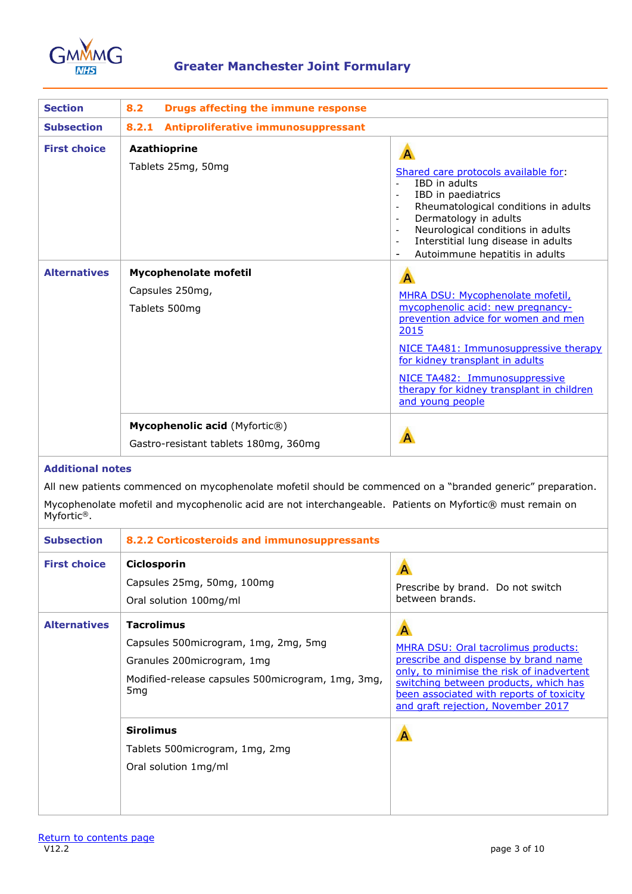# Greater Manchester Joint Formulary

| Section | 8.2 Drugs affecting the immune response | |
|---|---|---|
| **Subsection** | **8.2.1 Antiproliferative immunosuppressant** | |
| **First choice** | **Azathioprine**<br>Tablets 25mg, 50mg | A<br>Shared care protocols available for:<br>- IBD in adults<br>- IBD in paediatrics<br>- Rheumatological conditions in adults<br>- Dermatology in adults<br>- Neurological conditions in adults<br>- Interstitial lung disease in adults<br>- Autoimmune hepatitis in adults |
| **Alternatives** | **Mycophenolate mofetil**<br>Capsules 250mg,<br>Tablets 500mg | A<br>MHRA DSU: Mycophenolate mofetil, mycophenolic acid: new pregnancy-prevention advice for women and men 2015<br>NICE TA481: Immunosuppressive therapy for kidney transplant in adults<br>NICE TA482: Immunosuppressive therapy for kidney transplant in children and young people |
| | **Mycophenolic acid** (Myfortic®)<br>Gastro-resistant tablets 180mg, 360mg | A |

**Additional notes**

All new patients commenced on mycophenolate mofetil should be commenced on a "branded generic" preparation.

Mycophenolate mofetil and mycophenolic acid are not interchangeable. Patients on Myfortic® must remain on Myfortic®.

| Subsection | 8.2.2 Corticosteroids and immunosuppressants | |
|---|---|---|
| **First choice** | **Ciclosporin**<br>Capsules 25mg, 50mg, 100mg<br>Oral solution 100mg/ml | A<br>Prescribe by brand. Do not switch between brands. |
| **Alternatives** | **Tacrolimus**<br>Capsules 500microgram, 1mg, 2mg, 5mg<br>Granules 200microgram, 1mg<br>Modified-release capsules 500microgram, 1mg, 3mg, 5mg | A<br>MHRA DSU: Oral tacrolimus products: prescribe and dispense by brand name only, to minimise the risk of inadvertent switching between products, which has been associated with reports of toxicity and graft rejection, November 2017 |
| | **Sirolimus**<br>Tablets 500microgram, 1mg, 2mg<br>Oral solution 1mg/ml | A |

Return to contents page
V12.2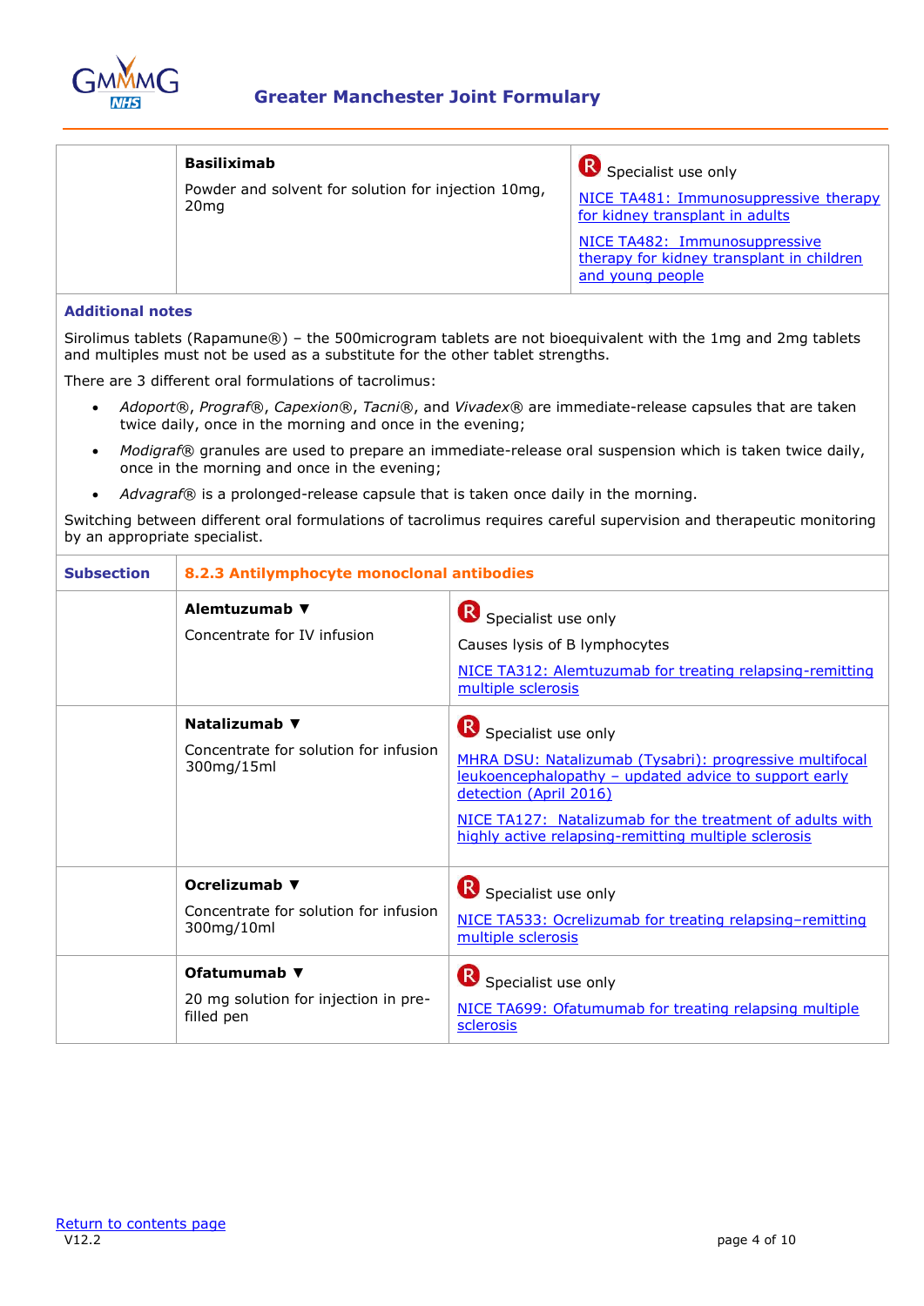| | | |
|---|---|---|
| | **Basiliximab**<br>Powder and solvent for solution for injection 10mg, 20mg | R Specialist use only<br>NICE TA481: Immunosuppressive therapy for kidney transplant in adults<br>NICE TA482: Immunosuppressive therapy for kidney transplant in children and young people |

**Additional notes**

Sirolimus tablets (Rapamune®) – the 500microgram tablets are not bioequivalent with the 1mg and 2mg tablets and multiples must not be used as a substitute for the other tablet strengths.

There are 3 different oral formulations of tacrolimus:

- *Adoport®*, *Prograf®*, *Capexion®*, *Tacni®*, and *Vivadex®* are immediate-release capsules that are taken twice daily, once in the morning and once in the evening;
- *Modigraf®* granules are used to prepare an immediate-release oral suspension which is taken twice daily, once in the morning and once in the evening;
- *Advagraf®* is a prolonged-release capsule that is taken once daily in the morning.

Switching between different oral formulations of tacrolimus requires careful supervision and therapeutic monitoring by an appropriate specialist.

| **Subsection** | **8.2.3 Antilymphocyte monoclonal antibodies** | |
|---|---|---|
| | **Alemtuzumab ▼**<br>Concentrate for IV infusion | R Specialist use only<br>Causes lysis of B lymphocytes<br>NICE TA312: Alemtuzumab for treating relapsing-remitting multiple sclerosis |
| | **Natalizumab ▼**<br>Concentrate for solution for infusion 300mg/15ml | R Specialist use only<br>MHRA DSU: Natalizumab (Tysabri): progressive multifocal leukoencephalopathy – updated advice to support early detection (April 2016)<br>NICE TA127: Natalizumab for the treatment of adults with highly active relapsing-remitting multiple sclerosis |
| | **Ocrelizumab ▼**<br>Concentrate for solution for infusion 300mg/10ml | R Specialist use only<br>NICE TA533: Ocrelizumab for treating relapsing–remitting multiple sclerosis |
| | **Ofatumumab ▼**<br>20 mg solution for injection in pre-filled pen | R Specialist use only<br>NICE TA699: Ofatumumab for treating relapsing multiple sclerosis |

Return to contents page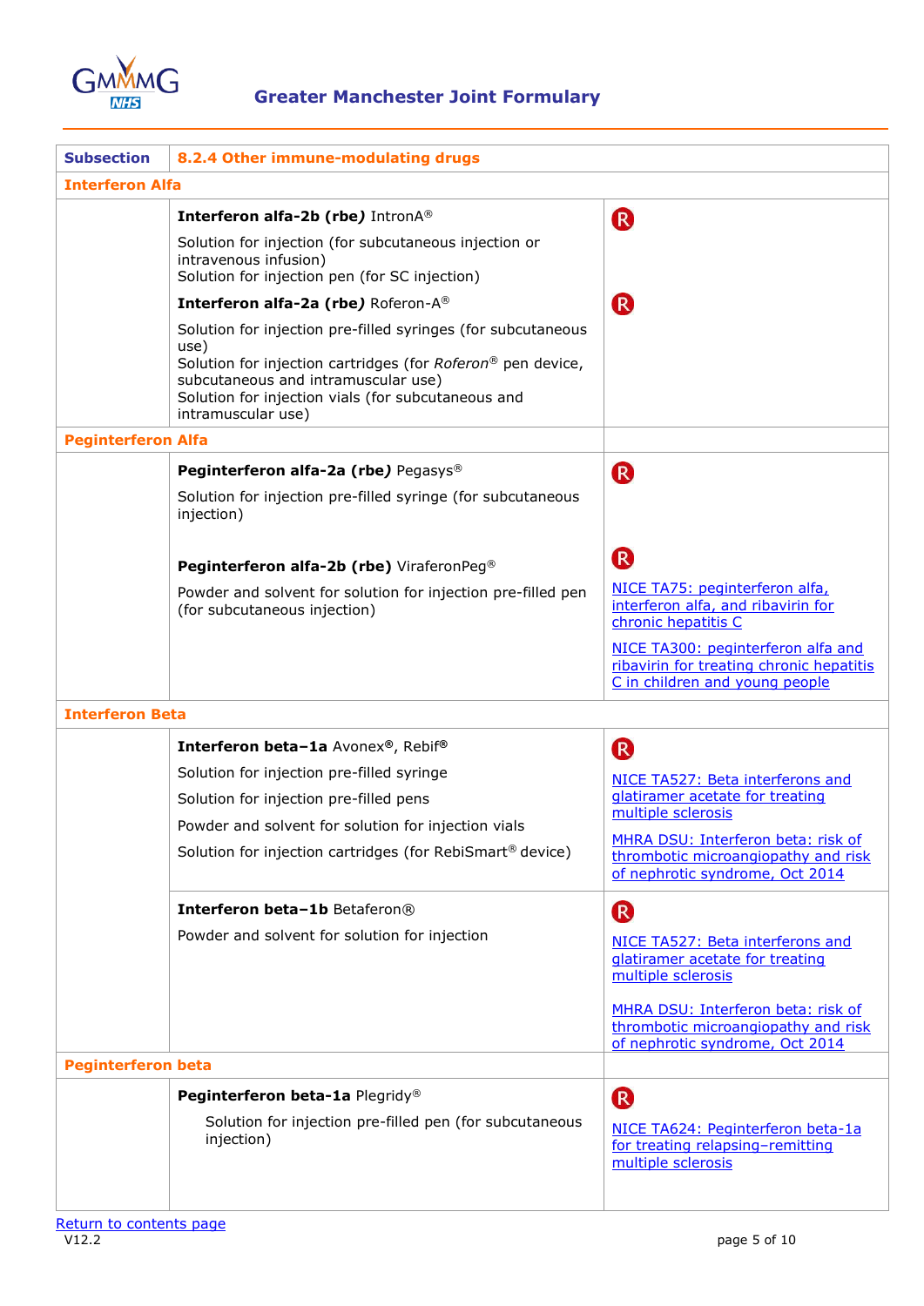| Subsection | 8.2.4 Other immune-modulating drugs | |
|---|---|---|
| **Interferon Alfa** | | |
| | **Interferon alfa-2b (rbe)** IntronA®<br><br>Solution for injection (for subcutaneous injection or intravenous infusion)<br>Solution for injection pen (for SC injection) | R |
| | **Interferon alfa-2a (rbe)** Roferon-A®<br><br>Solution for injection pre-filled syringes (for subcutaneous use)<br>Solution for injection cartridges (for *Roferon*® pen device, subcutaneous and intramuscular use)<br>Solution for injection vials (for subcutaneous and intramuscular use) | R |
| **Peginterferon Alfa** | | |
| | **Peginterferon alfa-2a (rbe)** Pegasys®<br><br>Solution for injection pre-filled syringe (for subcutaneous injection) | R |
| | **Peginterferon alfa-2b (rbe)** ViraferonPeg®<br><br>Powder and solvent for solution for injection pre-filled pen (for subcutaneous injection) | R<br><br>NICE TA75: peginterferon alfa, interferon alfa, and ribavirin for chronic hepatitis C<br><br>NICE TA300: peginterferon alfa and ribavirin for treating chronic hepatitis C in children and young people |
| **Interferon Beta** | | |
| | **Interferon beta–1a** Avonex®, Rebif®<br><br>Solution for injection pre-filled syringe<br><br>Solution for injection pre-filled pens<br><br>Powder and solvent for solution for injection vials<br><br>Solution for injection cartridges (for RebiSmart® device) | R<br><br>NICE TA527: Beta interferons and glatiramer acetate for treating multiple sclerosis<br><br>MHRA DSU: Interferon beta: risk of thrombotic microangiopathy and risk of nephrotic syndrome, Oct 2014 |
| | **Interferon beta–1b** Betaferon®<br><br>Powder and solvent for solution for injection | R<br><br>NICE TA527: Beta interferons and glatiramer acetate for treating multiple sclerosis<br><br>MHRA DSU: Interferon beta: risk of thrombotic microangiopathy and risk of nephrotic syndrome, Oct 2014 |
| **Peginterferon beta** | | |
| | **Peginterferon beta-1a** Plegridy®<br><br>Solution for injection pre-filled pen (for subcutaneous injection) | R<br><br>NICE TA624: Peginterferon beta-1a for treating relapsing–remitting multiple sclerosis |

Return to contents page

V12.2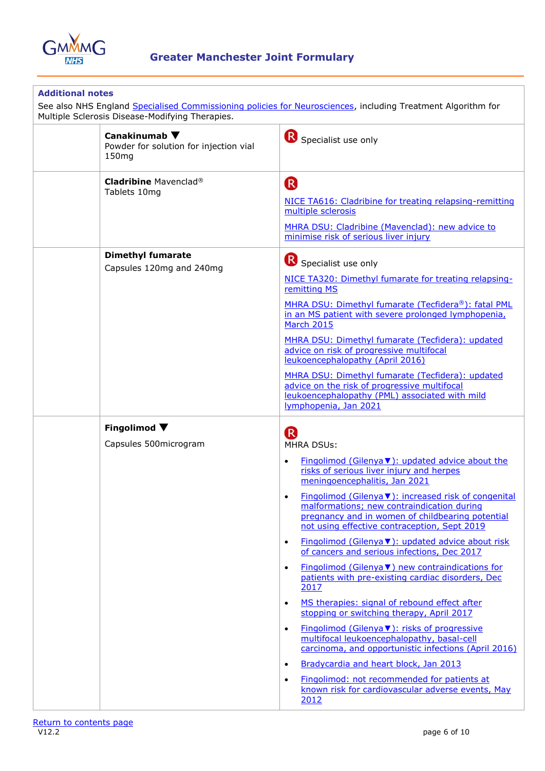| **Additional notes** | | |
|---|---|---|
| See also NHS England Specialised Commissioning policies for Neurosciences, including Treatment Algorithm for Multiple Sclerosis Disease-Modifying Therapies. | | |
| | **Canakinumab** ▼<br>Powder for solution for injection vial 150mg | R Specialist use only |
| | **Cladribine** Mavenclad®<br>Tablets 10mg | R<br><br>NICE TA616: Cladribine for treating relapsing-remitting multiple sclerosis<br><br>MHRA DSU: Cladribine (Mavenclad): new advice to minimise risk of serious liver injury |
| | **Dimethyl fumarate**<br>Capsules 120mg and 240mg | R Specialist use only<br><br>NICE TA320: Dimethyl fumarate for treating relapsing-remitting MS<br><br>MHRA DSU: Dimethyl fumarate (Tecfidera®): fatal PML in an MS patient with severe prolonged lymphopenia, March 2015<br><br>MHRA DSU: Dimethyl fumarate (Tecfidera): updated advice on risk of progressive multifocal leukoencephalopathy (April 2016)<br><br>MHRA DSU: Dimethyl fumarate (Tecfidera): updated advice on the risk of progressive multifocal leukoencephalopathy (PML) associated with mild lymphopenia, Jan 2021 |
| | **Fingolimod** ▼<br><br>Capsules 500microgram | R<br>MHRA DSUs:<br>• Fingolimod (Gilenya▼): updated advice about the risks of serious liver injury and herpes meningoencephalitis, Jan 2021<br>• Fingolimod (Gilenya▼): increased risk of congenital malformations; new contraindication during pregnancy and in women of childbearing potential not using effective contraception, Sept 2019<br>• Fingolimod (Gilenya▼): updated advice about risk of cancers and serious infections, Dec 2017<br>• Fingolimod (Gilenya▼) new contraindications for patients with pre-existing cardiac disorders, Dec 2017<br>• MS therapies: signal of rebound effect after stopping or switching therapy, April 2017<br>• Fingolimod (Gilenya▼): risks of progressive multifocal leukoencephalopathy, basal-cell carcinoma, and opportunistic infections (April 2016)<br>• Bradycardia and heart block, Jan 2013<br>• Fingolimod: not recommended for patients at known risk for cardiovascular adverse events, May 2012 |

Return to contents page

V12.2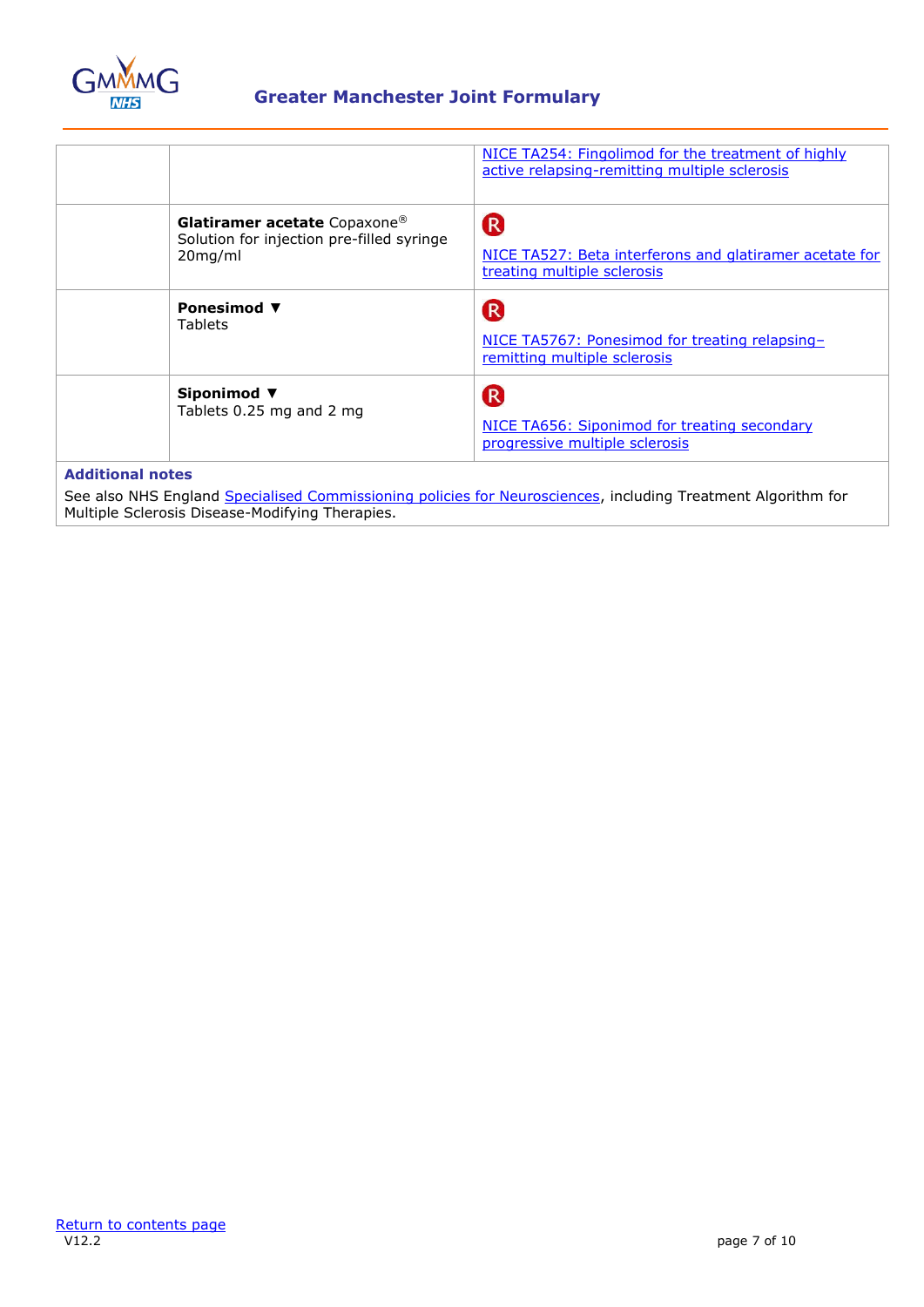| | | |
|---|---|---|
| | | NICE TA254: Fingolimod for the treatment of highly active relapsing-remitting multiple sclerosis |
| | **Glatiramer acetate** Copaxone® Solution for injection pre-filled syringe 20mg/ml | R NICE TA527: Beta interferons and glatiramer acetate for treating multiple sclerosis |
| | **Ponesimod ▼** Tablets | R NICE TA5767: Ponesimod for treating relapsing–remitting multiple sclerosis |
| | **Siponimod ▼** Tablets 0.25 mg and 2 mg | R NICE TA656: Siponimod for treating secondary progressive multiple sclerosis |

**Additional notes**

See also NHS England Specialised Commissioning policies for Neurosciences, including Treatment Algorithm for Multiple Sclerosis Disease-Modifying Therapies.

Return to contents page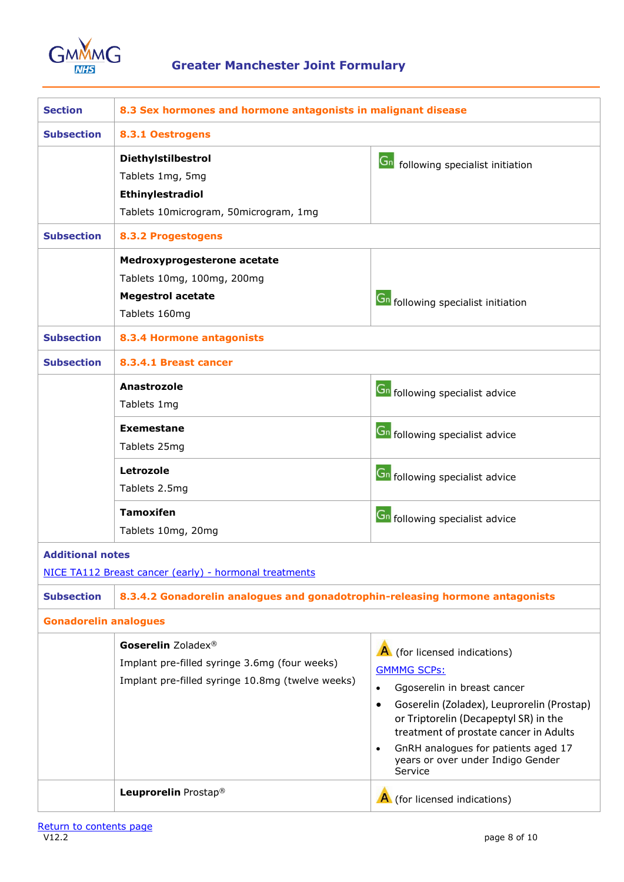| Section | 8.3 Sex hormones and hormone antagonists in malignant disease | |
|---|---|---|
| Subsection | 8.3.1 Oestrogens | |
| | **Diethylstilbestrol**<br>Tablets 1mg, 5mg<br>**Ethinylestradiol**<br>Tablets 10microgram, 50microgram, 1mg | Gn following specialist initiation |
| Subsection | 8.3.2 Progestogens | |
| | **Medroxyprogesterone acetate**<br>Tablets 10mg, 100mg, 200mg<br>**Megestrol acetate**<br>Tablets 160mg | Gn following specialist initiation |
| Subsection | 8.3.4 Hormone antagonists | |
| Subsection | 8.3.4.1 Breast cancer | |
| | **Anastrozole**<br>Tablets 1mg | Gn following specialist advice |
| | **Exemestane**<br>Tablets 25mg | Gn following specialist advice |
| | **Letrozole**<br>Tablets 2.5mg | Gn following specialist advice |
| | **Tamoxifen**<br>Tablets 10mg, 20mg | Gn following specialist advice |
| **Additional notes**<br>NICE TA112 Breast cancer (early) - hormonal treatments | | |
| Subsection | 8.3.4.2 Gonadorelin analogues and gonadotrophin-releasing hormone antagonists | |
| **Gonadorelin analogues** | | |
| | **Goserelin** Zoladex®<br>Implant pre-filled syringe 3.6mg (four weeks)<br>Implant pre-filled syringe 10.8mg (twelve weeks) | A (for licensed indications)<br>GMMMG SCPs:<br>• Ggoserelin in breast cancer<br>• Goserelin (Zoladex), Leuprorelin (Prostap) or Triptorelin (Decapeptyl SR) in the treatment of prostate cancer in Adults<br>• GnRH analogues for patients aged 17 years or over under Indigo Gender Service |
| | **Leuprorelin** Prostap® | A (for licensed indications) |

Return to contents page

V12.2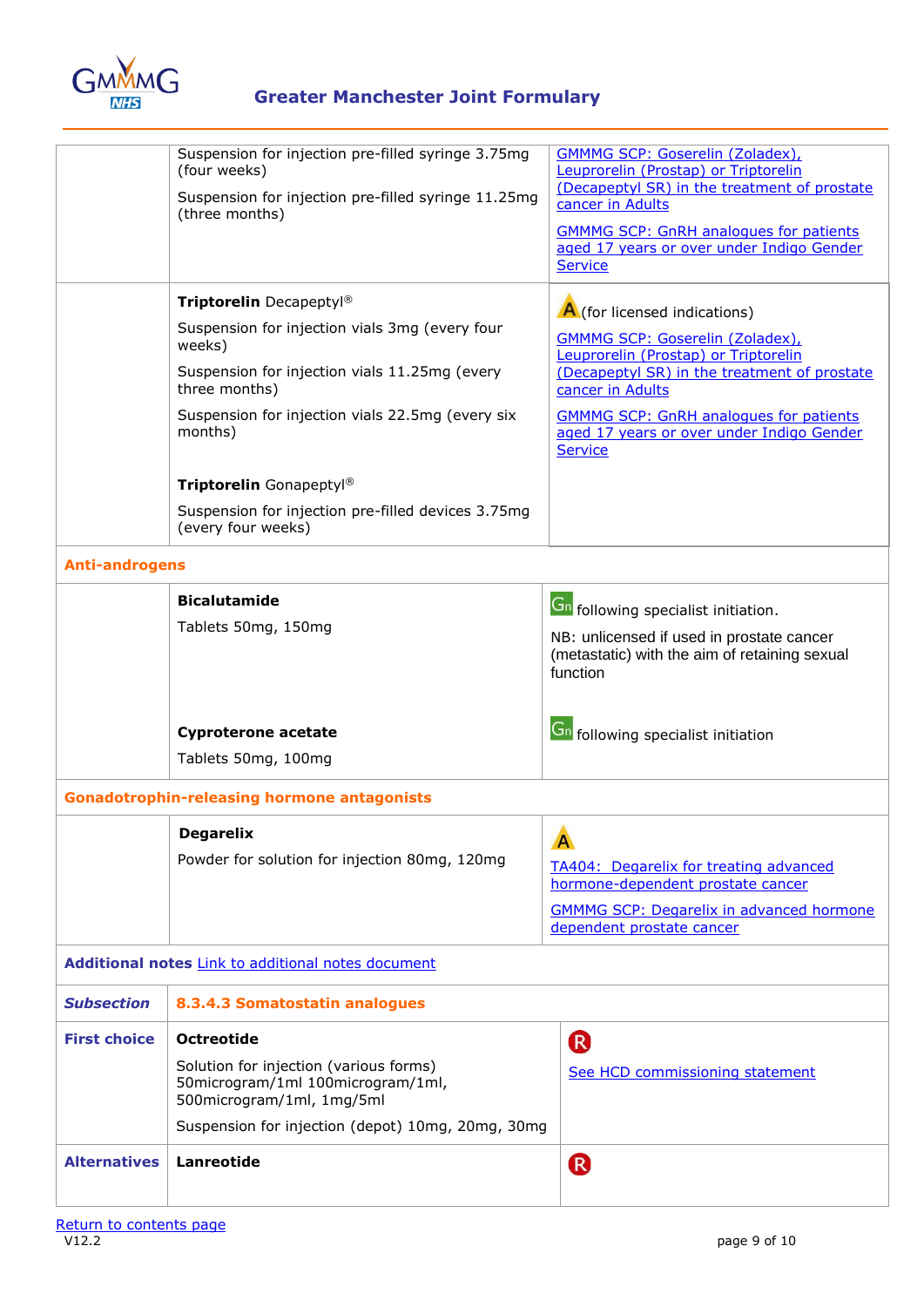| | | |
|---|---|---|
| | Suspension for injection pre-filled syringe 3.75mg (four weeks)<br><br>Suspension for injection pre-filled syringe 11.25mg (three months) | [GMMMG SCP: Goserelin (Zoladex), Leuprorelin (Prostap) or Triptorelin (Decapeptyl SR) in the treatment of prostate cancer in Adults]()<br><br>[GMMMG SCP: GnRH analogues for patients aged 17 years or over under Indigo Gender Service]() |
| | **Triptorelin** Decapeptyl®<br><br>Suspension for injection vials 3mg (every four weeks)<br><br>Suspension for injection vials 11.25mg (every three months)<br><br>Suspension for injection vials 22.5mg (every six months)<br><br>**Triptorelin** Gonapeptyl®<br><br>Suspension for injection pre-filled devices 3.75mg (every four weeks) | A (for licensed indications)<br><br>[GMMMG SCP: Goserelin (Zoladex), Leuprorelin (Prostap) or Triptorelin (Decapeptyl SR) in the treatment of prostate cancer in Adults]()<br><br>[GMMMG SCP: GnRH analogues for patients aged 17 years or over under Indigo Gender Service]() |
| **Anti-androgens** | | |
| | **Bicalutamide**<br><br>Tablets 50mg, 150mg | Gn following specialist initiation.<br><br>NB: unlicensed if used in prostate cancer (metastatic) with the aim of retaining sexual function |
| | **Cyproterone acetate**<br><br>Tablets 50mg, 100mg | Gn following specialist initiation |
| **Gonadotrophin-releasing hormone antagonists** | | |
| | **Degarelix**<br><br>Powder for solution for injection 80mg, 120mg | A<br><br>[TA404: Degarelix for treating advanced hormone-dependent prostate cancer]()<br><br>[GMMMG SCP: Degarelix in advanced hormone dependent prostate cancer]() |
| **Additional notes** [Link to additional notes document]() | | |
| ***Subsection*** | **8.3.4.3 Somatostatin analogues** | |
| **First choice** | **Octreotide**<br><br>Solution for injection (various forms) 50microgram/1ml 100microgram/1ml, 500microgram/1ml, 1mg/5ml<br><br>Suspension for injection (depot) 10mg, 20mg, 30mg | R<br><br>[See HCD commissioning statement]() |
| **Alternatives** | **Lanreotide** | R |

[Return to contents page]()

V12.2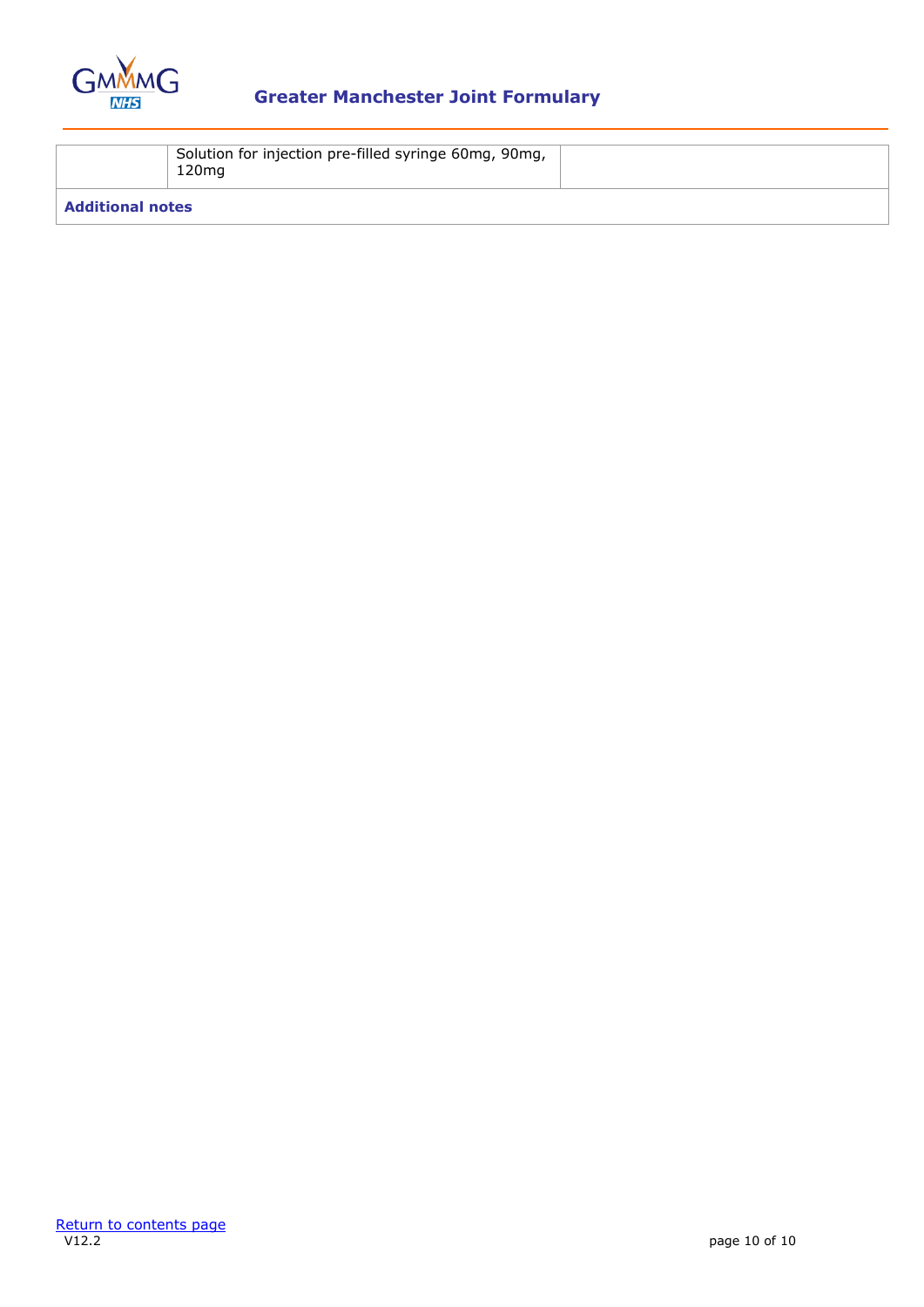| | | |
|---|---|---|
| | Solution for injection pre-filled syringe 60mg, 90mg, 120mg | |
| **Additional notes** | | |

[Return to contents page](#)